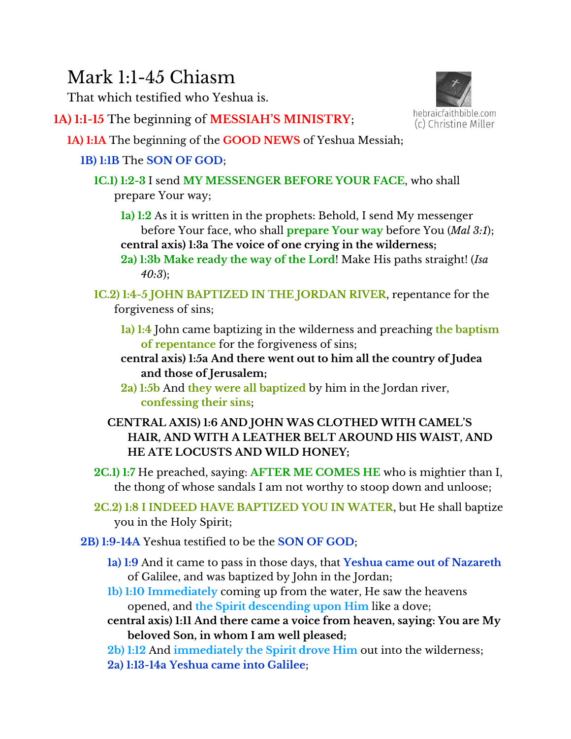# Mark 1:1-45 Chiasm

That which testified who Yeshua is.

hebraicfaithbible.com
(c) Christine Miller

**1A) 1:1-15** The beginning of **MESSIAH'S MINISTRY**;

- **1A) 1:1A** The beginning of the **GOOD NEWS** of Yeshua Messiah;
  - **1B) 1:1B** The **SON OF GOD**;
    - **1C.1) 1:2-3** I send **MY MESSENGER BEFORE YOUR FACE**, who shall prepare Your way;
      - **1a) 1:2** As it is written in the prophets: Behold, I send My messenger before Your face, who shall **prepare Your way** before You (*Mal 3:1*);
      - **central axis) 1:3a The voice of one crying in the wilderness;**
      - **2a) 1:3b Make ready the way of the Lord**! Make His paths straight! (*Isa 40:3*);
    - **1C.2) 1:4-5 JOHN BAPTIZED IN THE JORDAN RIVER**, repentance for the forgiveness of sins;
      - **1a) 1:4** John came baptizing in the wilderness and preaching **the baptism of repentance** for the forgiveness of sins;
      - **central axis) 1:5a And there went out to him all the country of Judea and those of Jerusalem;**
      - **2a) 1:5b** And **they were all baptized** by him in the Jordan river, **confessing their sins**;
    - **CENTRAL AXIS) 1:6 AND JOHN WAS CLOTHED WITH CAMEL'S HAIR, AND WITH A LEATHER BELT AROUND HIS WAIST, AND HE ATE LOCUSTS AND WILD HONEY;**
    - **2C.1) 1:7** He preached, saying: **AFTER ME COMES HE** who is mightier than I, the thong of whose sandals I am not worthy to stoop down and unloose;
    - **2C.2) 1:8 I INDEED HAVE BAPTIZED YOU IN WATER**, but He shall baptize you in the Holy Spirit;
  - **2B) 1:9-14A** Yeshua testified to be the **SON OF GOD**;
    - **1a) 1:9** And it came to pass in those days, that **Yeshua came out of Nazareth** of Galilee, and was baptized by John in the Jordan;
    - **1b) 1:10 Immediately** coming up from the water, He saw the heavens opened, and **the Spirit descending upon Him** like a dove;
    - **central axis) 1:11 And there came a voice from heaven, saying: You are My beloved Son, in whom I am well pleased;**
    - **2b) 1:12** And **immediately the Spirit drove Him** out into the wilderness;
    - **2a) 1:13-14a Yeshua came into Galilee**;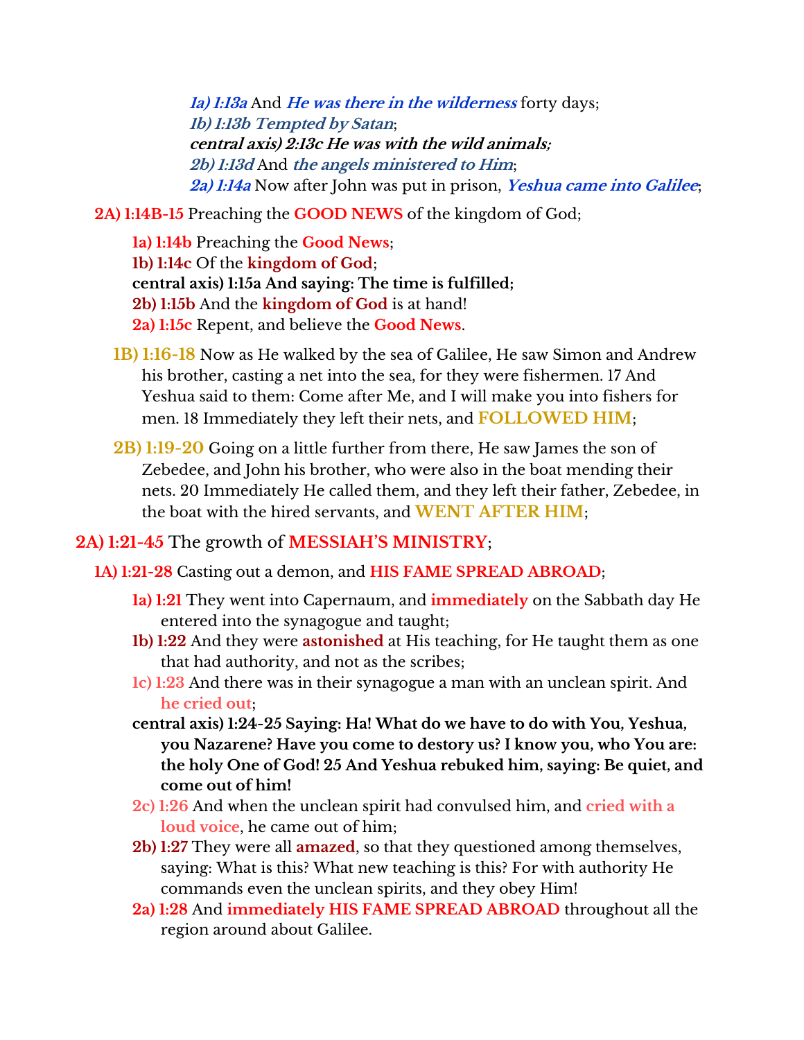***1a) 1:13a*** And ***He was there in the wilderness*** forty days;
***1b) 1:13b Tempted by Satan***;
***central axis) 2:13c He was with the wild animals;***
***2b) 1:13d*** And ***the angels ministered to Him***;
***2a) 1:14a*** Now after John was put in prison, ***Yeshua came into Galilee***;

**2A) 1:14B-15** Preaching the **GOOD NEWS** of the kingdom of God;

**1a) 1:14b** Preaching the **Good News**;
**1b) 1:14c** Of the **kingdom of God**;
**central axis) 1:15a And saying: The time is fulfilled;**
**2b) 1:15b** And the **kingdom of God** is at hand!
**2a) 1:15c** Repent, and believe the **Good News**.

**1B) 1:16-18** Now as He walked by the sea of Galilee, He saw Simon and Andrew his brother, casting a net into the sea, for they were fishermen. 17 And Yeshua said to them: Come after Me, and I will make you into fishers for men. 18 Immediately they left their nets, and **FOLLOWED HIM**;

**2B) 1:19-20** Going on a little further from there, He saw James the son of Zebedee, and John his brother, who were also in the boat mending their nets. 20 Immediately He called them, and they left their father, Zebedee, in the boat with the hired servants, and **WENT AFTER HIM**;

**2A) 1:21-45** The growth of **MESSIAH'S MINISTRY**;

**1A) 1:21-28** Casting out a demon, and **HIS FAME SPREAD ABROAD**;

**1a) 1:21** They went into Capernaum, and **immediately** on the Sabbath day He entered into the synagogue and taught;
**1b) 1:22** And they were **astonished** at His teaching, for He taught them as one that had authority, and not as the scribes;
**1c) 1:23** And there was in their synagogue a man with an unclean spirit. And **he cried out**;
**central axis) 1:24-25 Saying: Ha! What do we have to do with You, Yeshua, you Nazarene? Have you come to destory us? I know you, who You are: the holy One of God! 25 And Yeshua rebuked him, saying: Be quiet, and come out of him!**
**2c) 1:26** And when the unclean spirit had convulsed him, and **cried with a loud voice**, he came out of him;
**2b) 1:27** They were all **amazed**, so that they questioned among themselves, saying: What is this? What new teaching is this? For with authority He commands even the unclean spirits, and they obey Him!
**2a) 1:28** And **immediately HIS FAME SPREAD ABROAD** throughout all the region around about Galilee.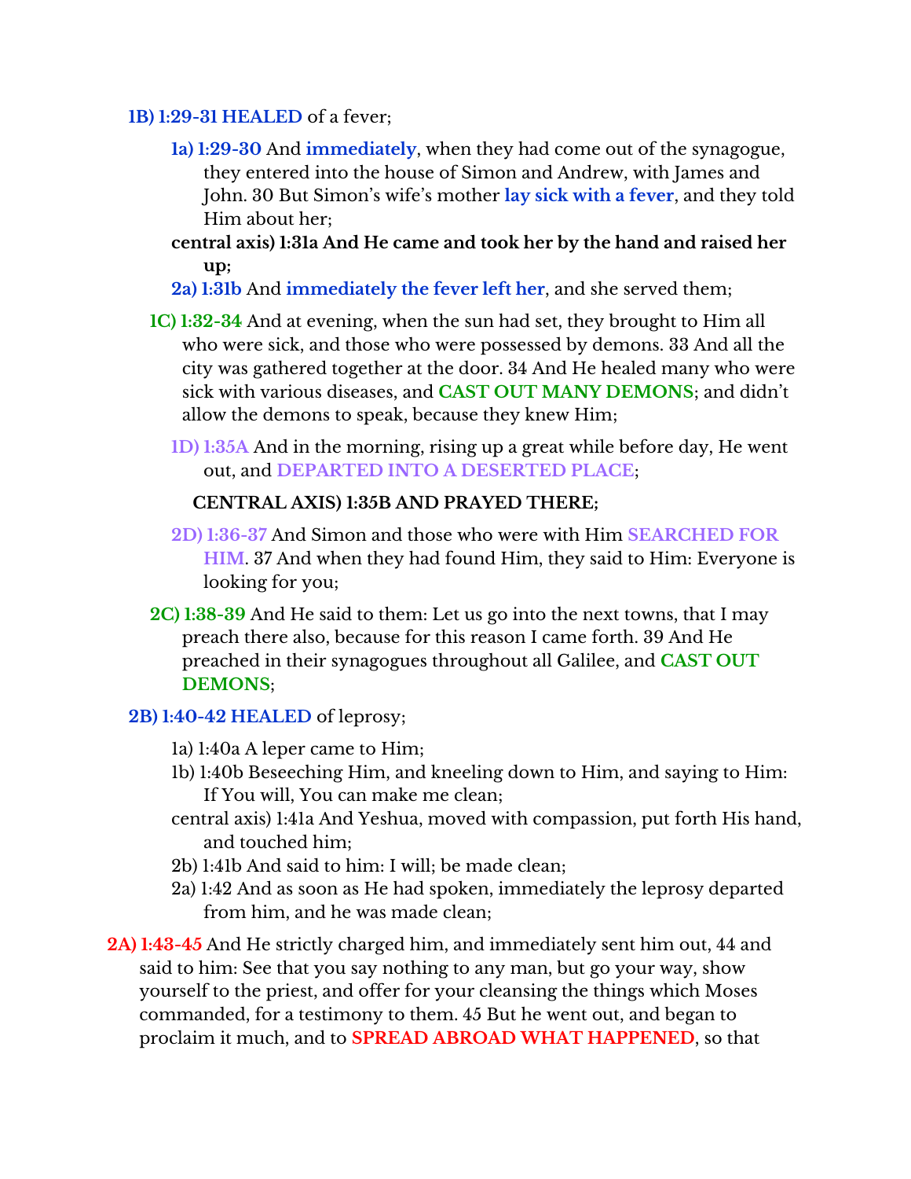**1B) 1:29-31 HEALED** of a fever;

- **1a) 1:29-30** And **immediately**, when they had come out of the synagogue, they entered into the house of Simon and Andrew, with James and John. 30 But Simon's wife's mother **lay sick with a fever**, and they told Him about her;
- **central axis) 1:31a And He came and took her by the hand and raised her up;**
- **2a) 1:31b** And **immediately the fever left her**, and she served them;

**1C) 1:32-34** And at evening, when the sun had set, they brought to Him all who were sick, and those who were possessed by demons. 33 And all the city was gathered together at the door. 34 And He healed many who were sick with various diseases, and **CAST OUT MANY DEMONS**; and didn't allow the demons to speak, because they knew Him;

- **1D) 1:35A** And in the morning, rising up a great while before day, He went out, and **DEPARTED INTO A DESERTED PLACE**;
- **CENTRAL AXIS) 1:35B AND PRAYED THERE;**
- **2D) 1:36-37** And Simon and those who were with Him **SEARCHED FOR HIM**. 37 And when they had found Him, they said to Him: Everyone is looking for you;

**2C) 1:38-39** And He said to them: Let us go into the next towns, that I may preach there also, because for this reason I came forth. 39 And He preached in their synagogues throughout all Galilee, and **CAST OUT DEMONS**;

**2B) 1:40-42 HEALED** of leprosy;

- 1a) 1:40a A leper came to Him;
- 1b) 1:40b Beseeching Him, and kneeling down to Him, and saying to Him: If You will, You can make me clean;
- central axis) 1:41a And Yeshua, moved with compassion, put forth His hand, and touched him;
- 2b) 1:41b And said to him: I will; be made clean;
- 2a) 1:42 And as soon as He had spoken, immediately the leprosy departed from him, and he was made clean;

**2A) 1:43-45** And He strictly charged him, and immediately sent him out, 44 and said to him: See that you say nothing to any man, but go your way, show yourself to the priest, and offer for your cleansing the things which Moses commanded, for a testimony to them. 45 But he went out, and began to proclaim it much, and to **SPREAD ABROAD WHAT HAPPENED**, so that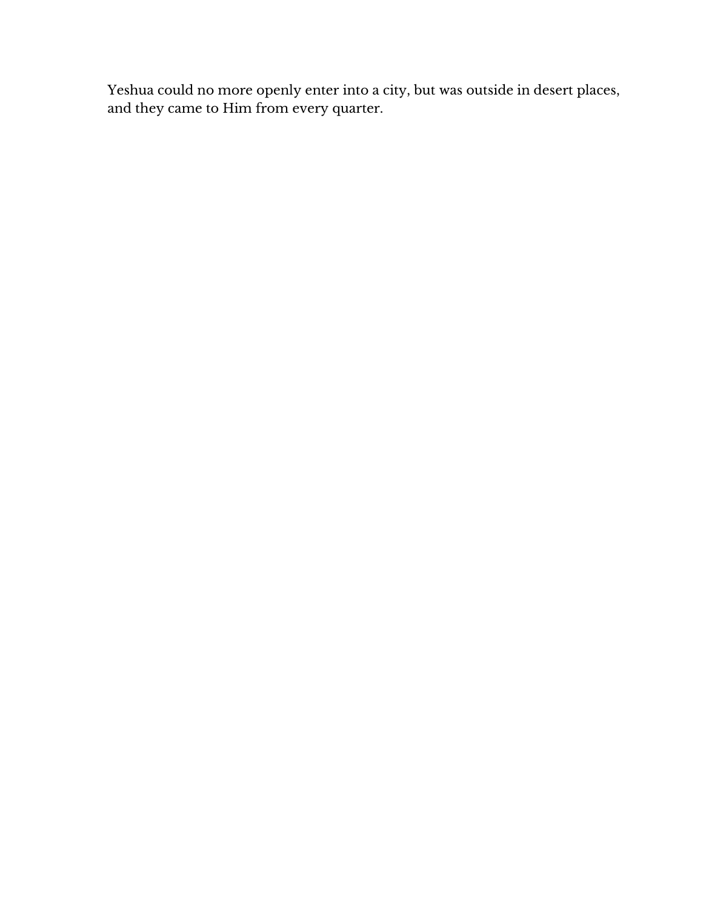Yeshua could no more openly enter into a city, but was outside in desert places, and they came to Him from every quarter.